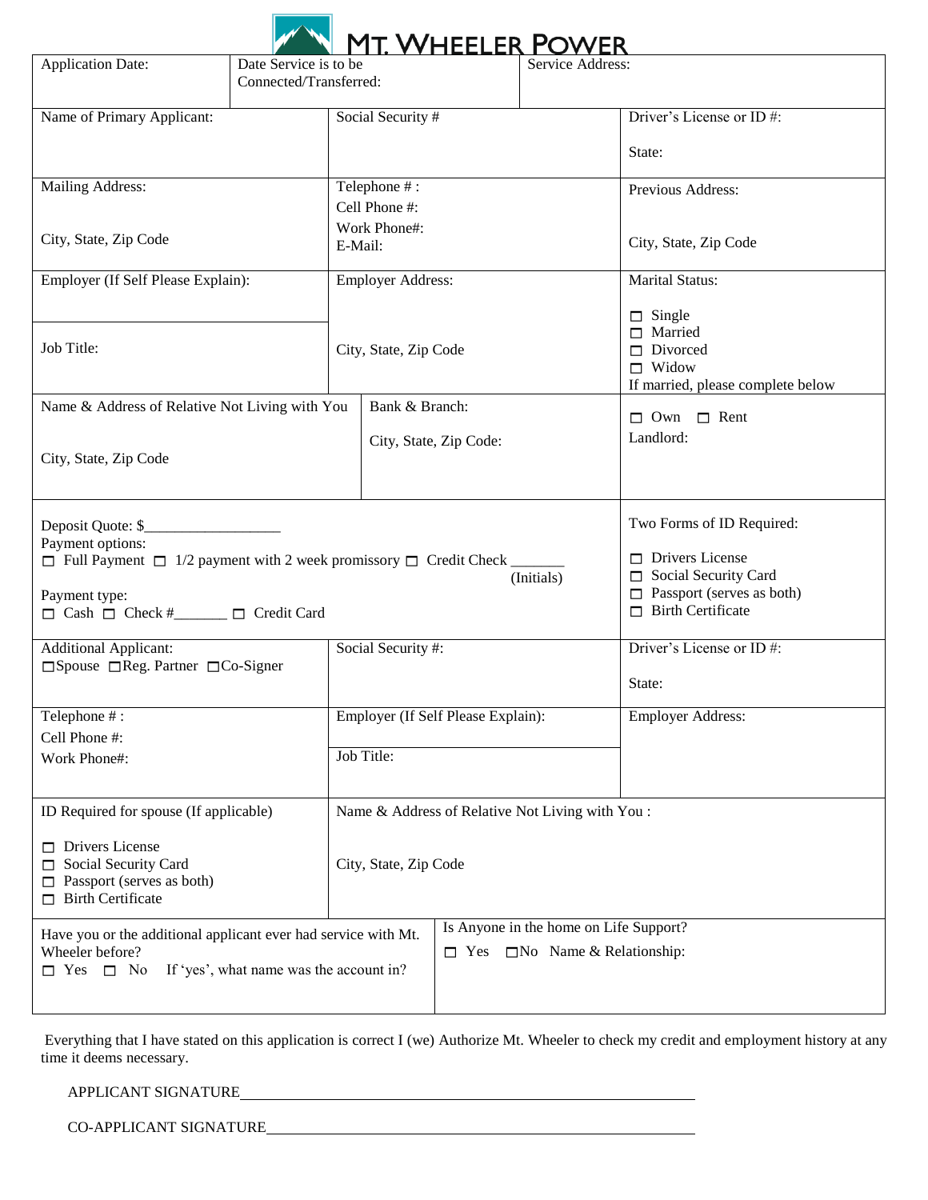# MT. WHEELER POWER

| Application Date: | Date Service is to be Connected/Transferred: | Service Address: |
|---|---|---|
| | | |

| Name of Primary Applicant: | Social Security # | Driver's License or ID #:<br><br>State: |
|---|---|---|
| Mailing Address:<br><br>City, State, Zip Code | Telephone # :<br>Cell Phone #:<br>Work Phone#:<br>E-Mail: | Previous Address:<br><br>City, State, Zip Code |
| Employer (If Self Please Explain):<br><br>Job Title: | Employer Address:<br><br>City, State, Zip Code | Marital Status:<br><br>☐ Single<br>☐ Married<br>☐ Divorced<br>☐ Widow<br>If married, please complete below |
| Name & Address of Relative Not Living with You<br><br>City, State, Zip Code | Bank & Branch:<br><br>City, State, Zip Code: | ☐ Own ☐ Rent<br>Landlord: |

| Deposit Quote: $_________________<br>Payment options:<br>☐ Full Payment ☐ 1/2 payment with 2 week promissory ☐ Credit Check _______ (Initials)<br><br>Payment type:<br>☐ Cash ☐ Check #_______ ☐ Credit Card | Two Forms of ID Required:<br><br>☐ Drivers License<br>☐ Social Security Card<br>☐ Passport (serves as both)<br>☐ Birth Certificate |
|---|---|

| Additional Applicant:<br>☐Spouse ☐Reg. Partner ☐Co-Signer | Social Security #: | Driver's License or ID #:<br><br>State: |
|---|---|---|
| Telephone # :<br>Cell Phone #:<br>Work Phone#: | Employer (If Self Please Explain):<br><br>Job Title: | Employer Address: |
| ID Required for spouse (If applicable)<br><br>☐ Drivers License<br>☐ Social Security Card<br>☐ Passport (serves as both)<br>☐ Birth Certificate | Name & Address of Relative Not Living with You :<br><br>City, State, Zip Code | |

| Have you or the additional applicant ever had service with Mt. Wheeler before?<br>☐ Yes ☐ No If 'yes', what name was the account in? | Is Anyone in the home on Life Support?<br>☐ Yes ☐No Name & Relationship: |
|---|---|

Everything that I have stated on this application is correct I (we) Authorize Mt. Wheeler to check my credit and employment history at any time it deems necessary.

APPLICANT SIGNATURE____________________________________________

CO-APPLICANT SIGNATURE____________________________________________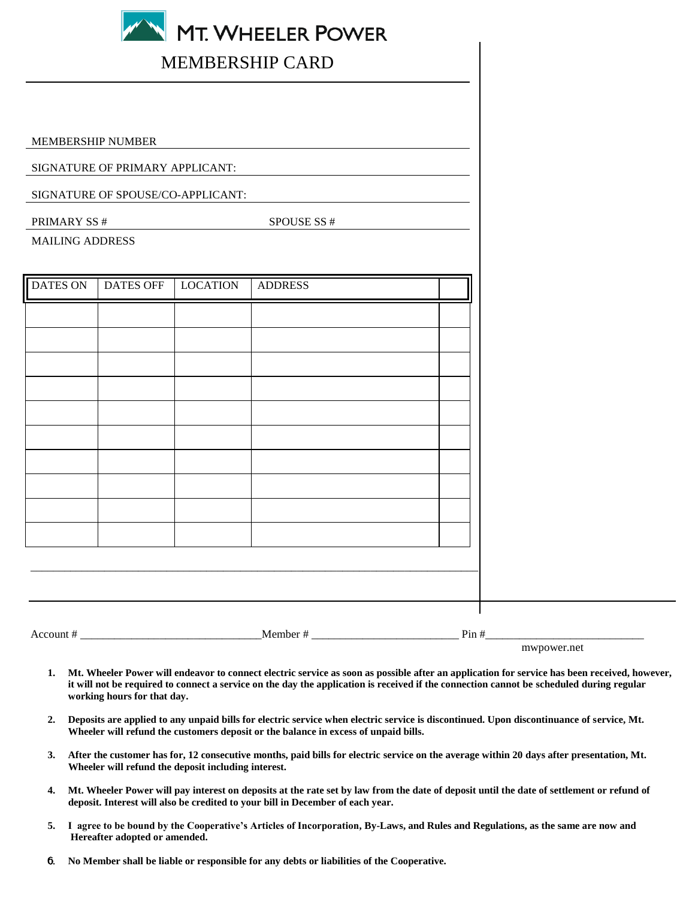# MT. WHEELER POWER

## MEMBERSHIP CARD

MEMBERSHIP NUMBER

SIGNATURE OF PRIMARY APPLICANT:

SIGNATURE OF SPOUSE/CO-APPLICANT:

PRIMARY SS # SPOUSE SS #

MAILING ADDRESS

| DATES ON | DATES OFF | LOCATION | ADDRESS | |
|---|---|---|---|---|
| | | | | |
| | | | | |
| | | | | |
| | | | | |
| | | | | |
| | | | | |
| | | | | |
| | | | | |
| | | | | |
| | | | | |

Account # ________________________________Member # __________________________ Pin #____________________________

mwpower.net

1. **Mt. Wheeler Power will endeavor to connect electric service as soon as possible after an application for service has been received, however, it will not be required to connect a service on the day the application is received if the connection cannot be scheduled during regular working hours for that day.**

2. **Deposits are applied to any unpaid bills for electric service when electric service is discontinued. Upon discontinuance of service, Mt. Wheeler will refund the customers deposit or the balance in excess of unpaid bills.**

3. **After the customer has for, 12 consecutive months, paid bills for electric service on the average within 20 days after presentation, Mt. Wheeler will refund the deposit including interest.**

4. **Mt. Wheeler Power will pay interest on deposits at the rate set by law from the date of deposit until the date of settlement or refund of deposit. Interest will also be credited to your bill in December of each year.**

5. **I agree to be bound by the Cooperative's Articles of Incorporation, By-Laws, and Rules and Regulations, as the same are now and Hereafter adopted or amended.**

6. **No Member shall be liable or responsible for any debts or liabilities of the Cooperative.**